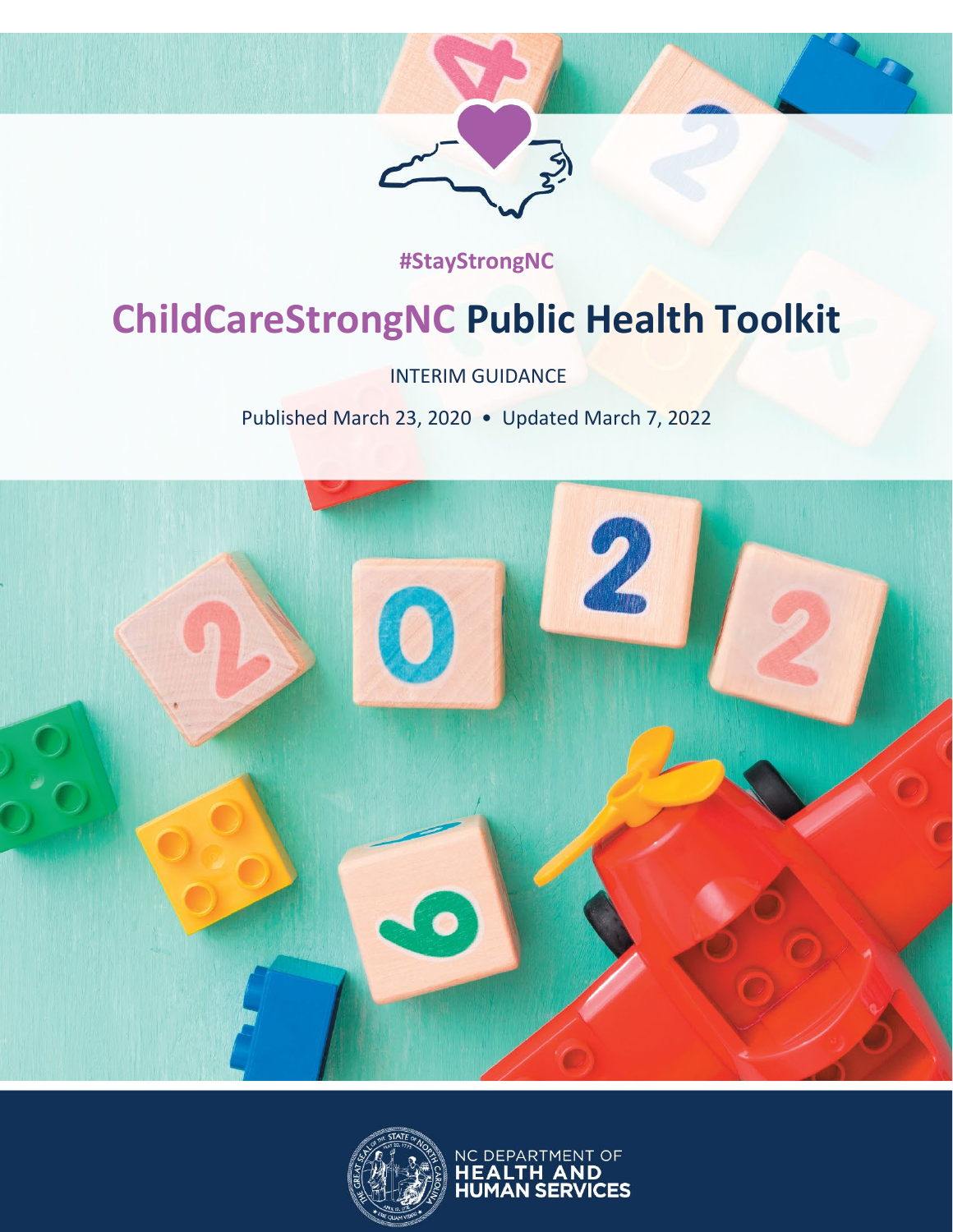#StayStrongNC

# ChildCareStrongNC Public Health Toolkit

INTERIM GUIDANCE

Published March 23, 2020 • Updated March 7, 2022

NC DEPARTMENT OF HEALTH AND HUMAN SERVICES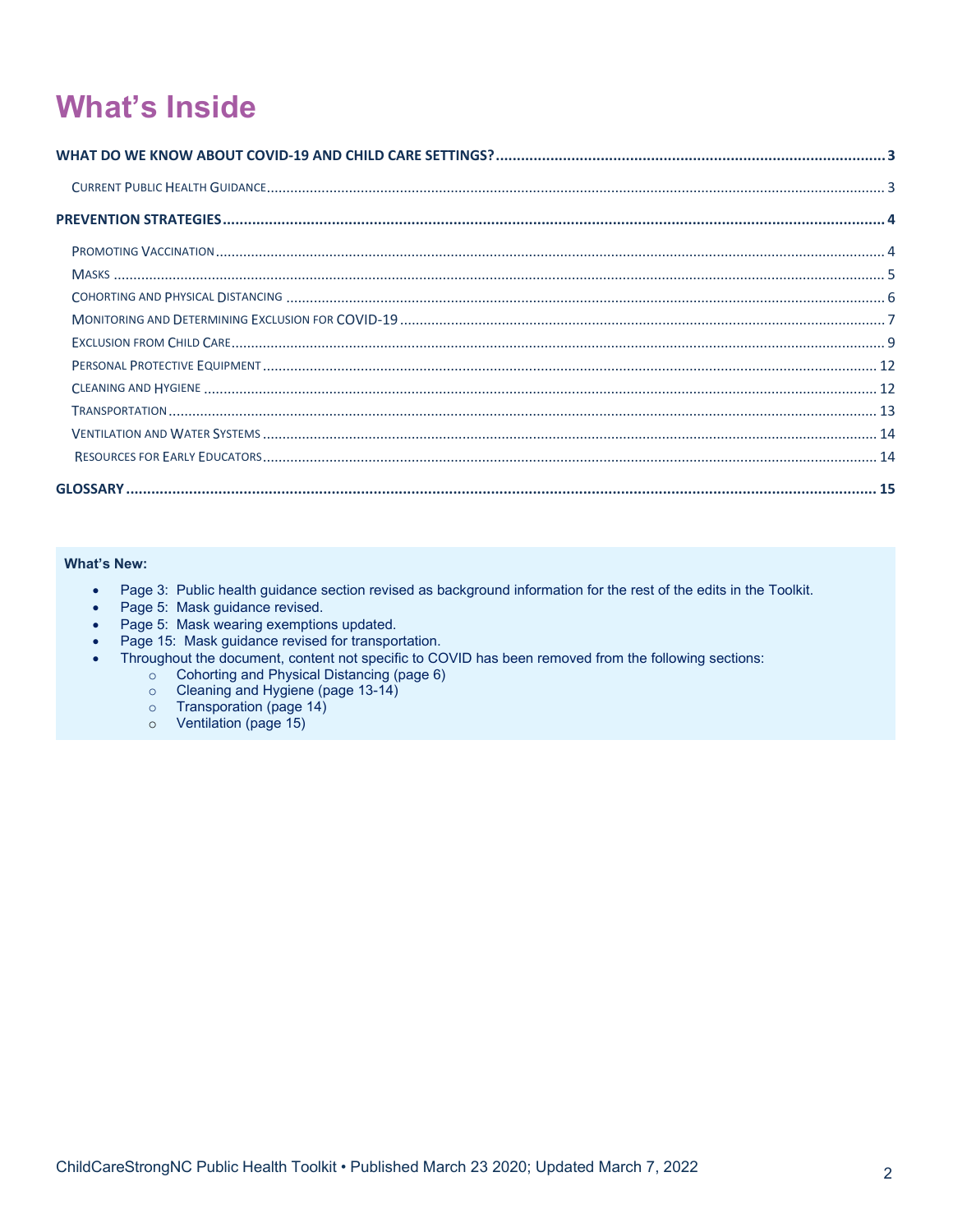# What's Inside

| | |
|---|---|
| **WHAT DO WE KNOW ABOUT COVID-19 AND CHILD CARE SETTINGS?** | **3** |
| Current Public Health Guidance | 3 |
| **PREVENTION STRATEGIES** | **4** |
| Promoting Vaccination | 4 |
| Masks | 5 |
| Cohorting and Physical Distancing | 6 |
| Monitoring and Determining Exclusion for COVID-19 | 7 |
| Exclusion from Child Care | 9 |
| Personal Protective Equipment | 12 |
| Cleaning and Hygiene | 12 |
| Transportation | 13 |
| Ventilation and Water Systems | 14 |
| Resources for Early Educators | 14 |
| **GLOSSARY** | **15** |

**What's New:**

- Page 3: Public health guidance section revised as background information for the rest of the edits in the Toolkit.
- Page 5: Mask guidance revised.
- Page 5: Mask wearing exemptions updated.
- Page 15: Mask guidance revised for transportation.
- Throughout the document, content not specific to COVID has been removed from the following sections:
  - Cohorting and Physical Distancing (page 6)
  - Cleaning and Hygiene (page 13-14)
  - Transporation (page 14)
  - Ventilation (page 15)

ChildCareStrongNC Public Health Toolkit • Published March 23 2020; Updated March 7, 2022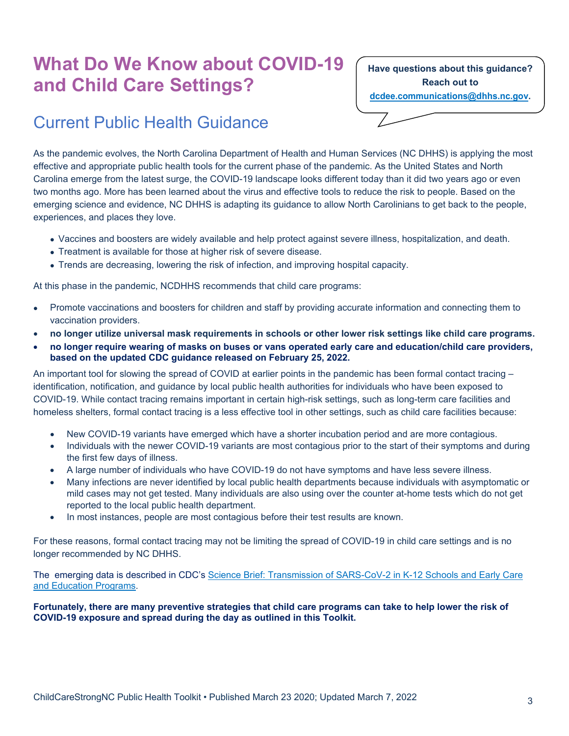# What Do We Know about COVID-19 and Child Care Settings?

**Have questions about this guidance? Reach out to [dcdee.communications@dhhs.nc.gov](mailto:dcdee.communications@dhhs.nc.gov).**

## Current Public Health Guidance

As the pandemic evolves, the North Carolina Department of Health and Human Services (NC DHHS) is applying the most effective and appropriate public health tools for the current phase of the pandemic. As the United States and North Carolina emerge from the latest surge, the COVID-19 landscape looks different today than it did two years ago or even two months ago. More has been learned about the virus and effective tools to reduce the risk to people. Based on the emerging science and evidence, NC DHHS is adapting its guidance to allow North Carolinians to get back to the people, experiences, and places they love.

- Vaccines and boosters are widely available and help protect against severe illness, hospitalization, and death.
- Treatment is available for those at higher risk of severe disease.
- Trends are decreasing, lowering the risk of infection, and improving hospital capacity.

At this phase in the pandemic, NCDHHS recommends that child care programs:

- Promote vaccinations and boosters for children and staff by providing accurate information and connecting them to vaccination providers.
- **no longer utilize universal mask requirements in schools or other lower risk settings like child care programs.**
- **no longer require wearing of masks on buses or vans operated early care and education/child care providers, based on the updated CDC guidance released on February 25, 2022.**

An important tool for slowing the spread of COVID at earlier points in the pandemic has been formal contact tracing – identification, notification, and guidance by local public health authorities for individuals who have been exposed to COVID-19. While contact tracing remains important in certain high-risk settings, such as long-term care facilities and homeless shelters, formal contact tracing is a less effective tool in other settings, such as child care facilities because:

- New COVID-19 variants have emerged which have a shorter incubation period and are more contagious.
- Individuals with the newer COVID-19 variants are most contagious prior to the start of their symptoms and during the first few days of illness.
- A large number of individuals who have COVID-19 do not have symptoms and have less severe illness.
- Many infections are never identified by local public health departments because individuals with asymptomatic or mild cases may not get tested. Many individuals are also using over the counter at-home tests which do not get reported to the local public health department.
- In most instances, people are most contagious before their test results are known.

For these reasons, formal contact tracing may not be limiting the spread of COVID-19 in child care settings and is no longer recommended by NC DHHS.

The emerging data is described in CDC's Science Brief: Transmission of SARS-CoV-2 in K-12 Schools and Early Care and Education Programs.

**Fortunately, there are many preventive strategies that child care programs can take to help lower the risk of COVID-19 exposure and spread during the day as outlined in this Toolkit.**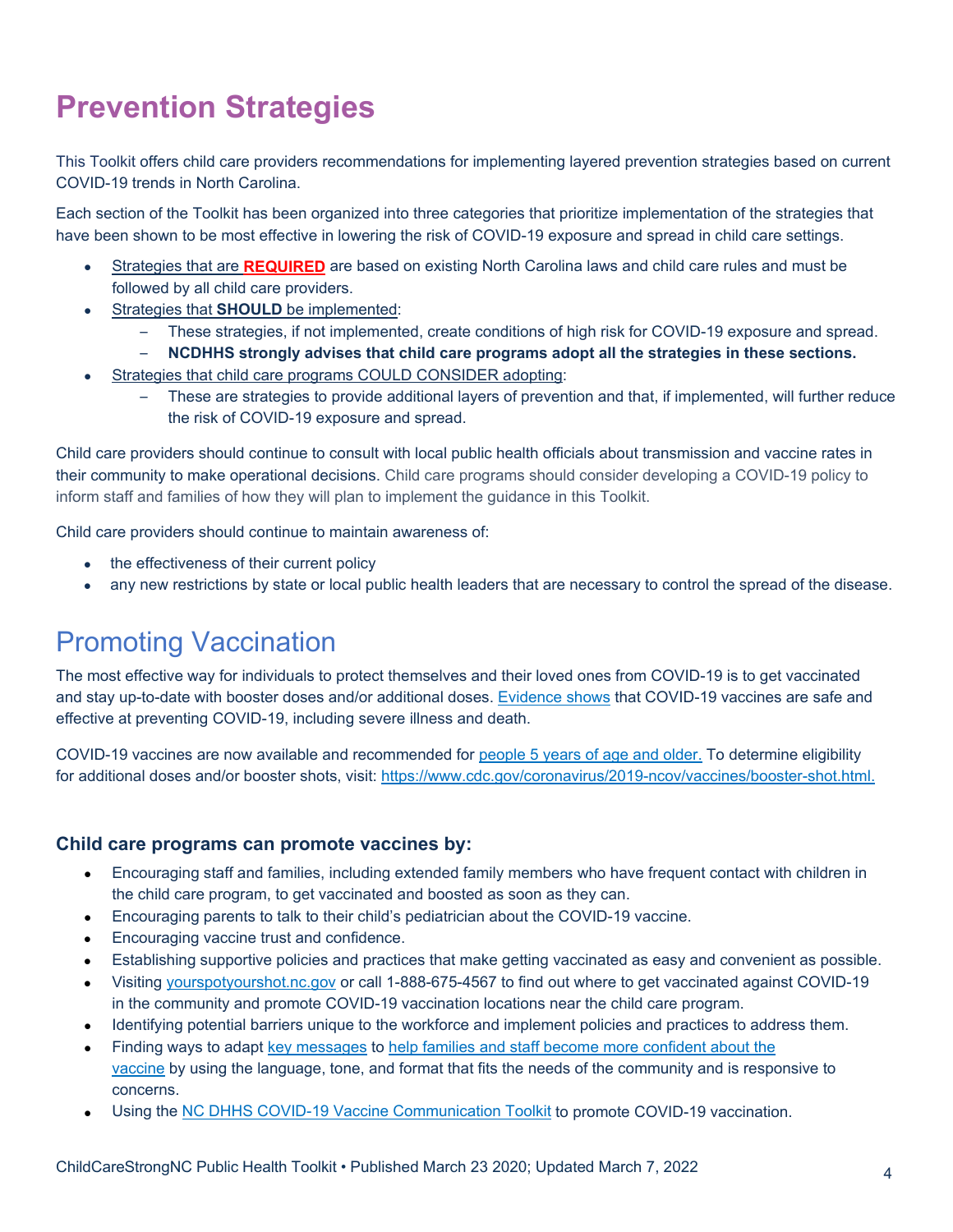# Prevention Strategies

This Toolkit offers child care providers recommendations for implementing layered prevention strategies based on current COVID-19 trends in North Carolina.

Each section of the Toolkit has been organized into three categories that prioritize implementation of the strategies that have been shown to be most effective in lowering the risk of COVID-19 exposure and spread in child care settings.

- Strategies that are **REQUIRED** are based on existing North Carolina laws and child care rules and must be followed by all child care providers.
- Strategies that **SHOULD** be implemented:
  - These strategies, if not implemented, create conditions of high risk for COVID-19 exposure and spread.
  - **NCDHHS strongly advises that child care programs adopt all the strategies in these sections.**
- Strategies that child care programs COULD CONSIDER adopting:
  - These are strategies to provide additional layers of prevention and that, if implemented, will further reduce the risk of COVID-19 exposure and spread.

Child care providers should continue to consult with local public health officials about transmission and vaccine rates in their community to make operational decisions. Child care programs should consider developing a COVID-19 policy to inform staff and families of how they will plan to implement the guidance in this Toolkit.

Child care providers should continue to maintain awareness of:

- the effectiveness of their current policy
- any new restrictions by state or local public health leaders that are necessary to control the spread of the disease.

## Promoting Vaccination

The most effective way for individuals to protect themselves and their loved ones from COVID-19 is to get vaccinated and stay up-to-date with booster doses and/or additional doses. Evidence shows that COVID-19 vaccines are safe and effective at preventing COVID-19, including severe illness and death.

COVID-19 vaccines are now available and recommended for people 5 years of age and older. To determine eligibility for additional doses and/or booster shots, visit: https://www.cdc.gov/coronavirus/2019-ncov/vaccines/booster-shot.html.

### Child care programs can promote vaccines by:

- Encouraging staff and families, including extended family members who have frequent contact with children in the child care program, to get vaccinated and boosted as soon as they can.
- Encouraging parents to talk to their child's pediatrician about the COVID-19 vaccine.
- Encouraging vaccine trust and confidence.
- Establishing supportive policies and practices that make getting vaccinated as easy and convenient as possible.
- Visiting yourspotyourshot.nc.gov or call 1-888-675-4567 to find out where to get vaccinated against COVID-19 in the community and promote COVID-19 vaccination locations near the child care program.
- Identifying potential barriers unique to the workforce and implement policies and practices to address them.
- Finding ways to adapt key messages to help families and staff become more confident about the vaccine by using the language, tone, and format that fits the needs of the community and is responsive to concerns.
- Using the NC DHHS COVID-19 Vaccine Communication Toolkit to promote COVID-19 vaccination.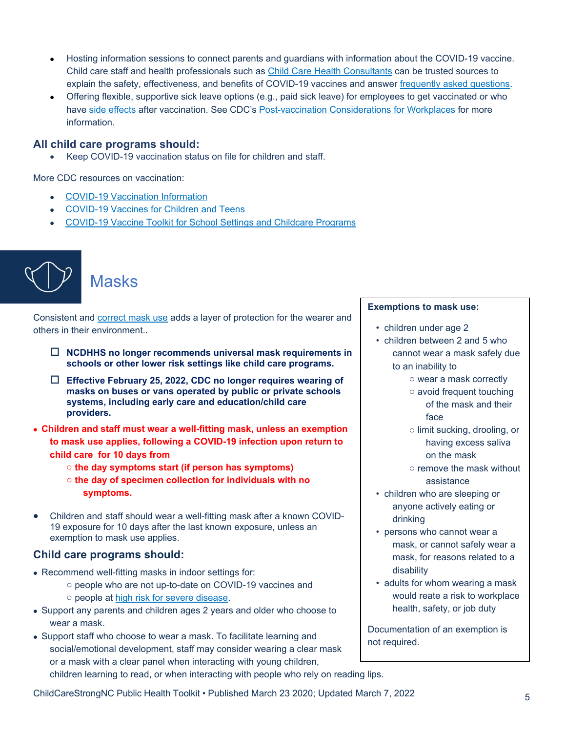- Hosting information sessions to connect parents and guardians with information about the COVID-19 vaccine. Child care staff and health professionals such as Child Care Health Consultants can be trusted sources to explain the safety, effectiveness, and benefits of COVID-19 vaccines and answer frequently asked questions.
- Offering flexible, supportive sick leave options (e.g., paid sick leave) for employees to get vaccinated or who have side effects after vaccination. See CDC's Post-vaccination Considerations for Workplaces for more information.

### All child care programs should:

- Keep COVID-19 vaccination status on file for children and staff.

More CDC resources on vaccination:

- COVID-19 Vaccination Information
- COVID-19 Vaccines for Children and Teens
- COVID-19 Vaccine Toolkit for School Settings and Childcare Programs

## Masks

Consistent and correct mask use adds a layer of protection for the wearer and others in their environment..

- ☐ **NCDHHS no longer recommends universal mask requirements in schools or other lower risk settings like child care programs.**
- ☐ **Effective February 25, 2022, CDC no longer requires wearing of masks on buses or vans operated by public or private schools systems, including early care and education/child care providers.**

- **Children and staff must wear a well-fitting mask, unless an exemption to mask use applies, following a COVID-19 infection upon return to child care for 10 days from**
  - **the day symptoms start (if person has symptoms)**
  - **the day of specimen collection for individuals with no symptoms.**
- Children and staff should wear a well-fitting mask after a known COVID-19 exposure for 10 days after the last known exposure, unless an exemption to mask use applies.

### Child care programs should:

- Recommend well-fitting masks in indoor settings for:
  - people who are not up-to-date on COVID-19 vaccines and
  - people at high risk for severe disease.
- Support any parents and children ages 2 years and older who choose to wear a mask.
- Support staff who choose to wear a mask. To facilitate learning and social/emotional development, staff may consider wearing a clear mask or a mask with a clear panel when interacting with young children, children learning to read, or when interacting with people who rely on reading lips.

**Exemptions to mask use:**

- children under age 2
- children between 2 and 5 who cannot wear a mask safely due to an inability to
  - wear a mask correctly
  - avoid frequent touching of the mask and their face
  - limit sucking, drooling, or having excess saliva on the mask
  - remove the mask without assistance
- children who are sleeping or anyone actively eating or drinking
- persons who cannot wear a mask, or cannot safely wear a mask, for reasons related to a disability
- adults for whom wearing a mask would reate a risk to workplace health, safety, or job duty

Documentation of an exemption is not required.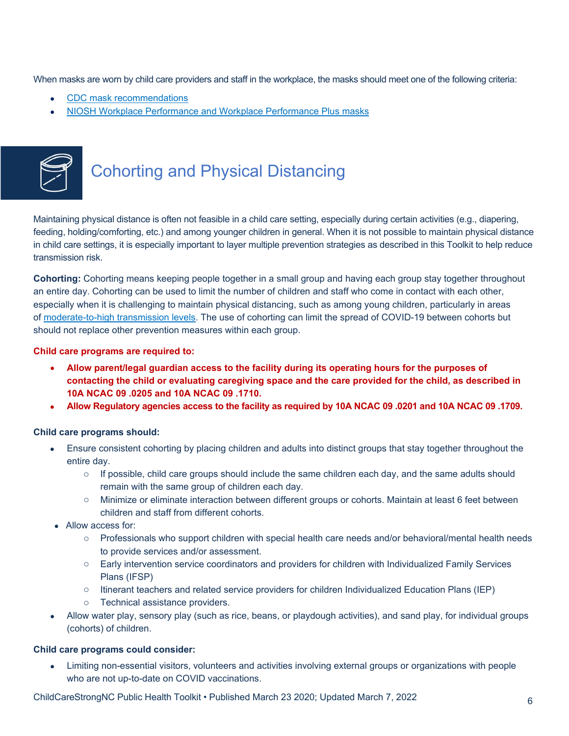When masks are worn by child care providers and staff in the workplace, the masks should meet one of the following criteria:

- CDC mask recommendations
- NIOSH Workplace Performance and Workplace Performance Plus masks

## Cohorting and Physical Distancing

Maintaining physical distance is often not feasible in a child care setting, especially during certain activities (e.g., diapering, feeding, holding/comforting, etc.) and among younger children in general. When it is not possible to maintain physical distance in child care settings, it is especially important to layer multiple prevention strategies as described in this Toolkit to help reduce transmission risk.

**Cohorting:** Cohorting means keeping people together in a small group and having each group stay together throughout an entire day. Cohorting can be used to limit the number of children and staff who come in contact with each other, especially when it is challenging to maintain physical distancing, such as among young children, particularly in areas of moderate-to-high transmission levels. The use of cohorting can limit the spread of COVID-19 between cohorts but should not replace other prevention measures within each group.

**Child care programs are required to:**

- **Allow parent/legal guardian access to the facility during its operating hours for the purposes of contacting the child or evaluating caregiving space and the care provided for the child, as described in 10A NCAC 09 .0205 and 10A NCAC 09 .1710.**
- **Allow Regulatory agencies access to the facility as required by 10A NCAC 09 .0201 and 10A NCAC 09 .1709.**

**Child care programs should:**

- Ensure consistent cohorting by placing children and adults into distinct groups that stay together throughout the entire day.
  - If possible, child care groups should include the same children each day, and the same adults should remain with the same group of children each day.
  - Minimize or eliminate interaction between different groups or cohorts. Maintain at least 6 feet between children and staff from different cohorts.
- Allow access for:
  - Professionals who support children with special health care needs and/or behavioral/mental health needs to provide services and/or assessment.
  - Early intervention service coordinators and providers for children with Individualized Family Services Plans (IFSP)
  - Itinerant teachers and related service providers for children Individualized Education Plans (IEP)
  - Technical assistance providers.
- Allow water play, sensory play (such as rice, beans, or playdough activities), and sand play, for individual groups (cohorts) of children.

**Child care programs could consider:**

- Limiting non-essential visitors, volunteers and activities involving external groups or organizations with people who are not up-to-date on COVID vaccinations.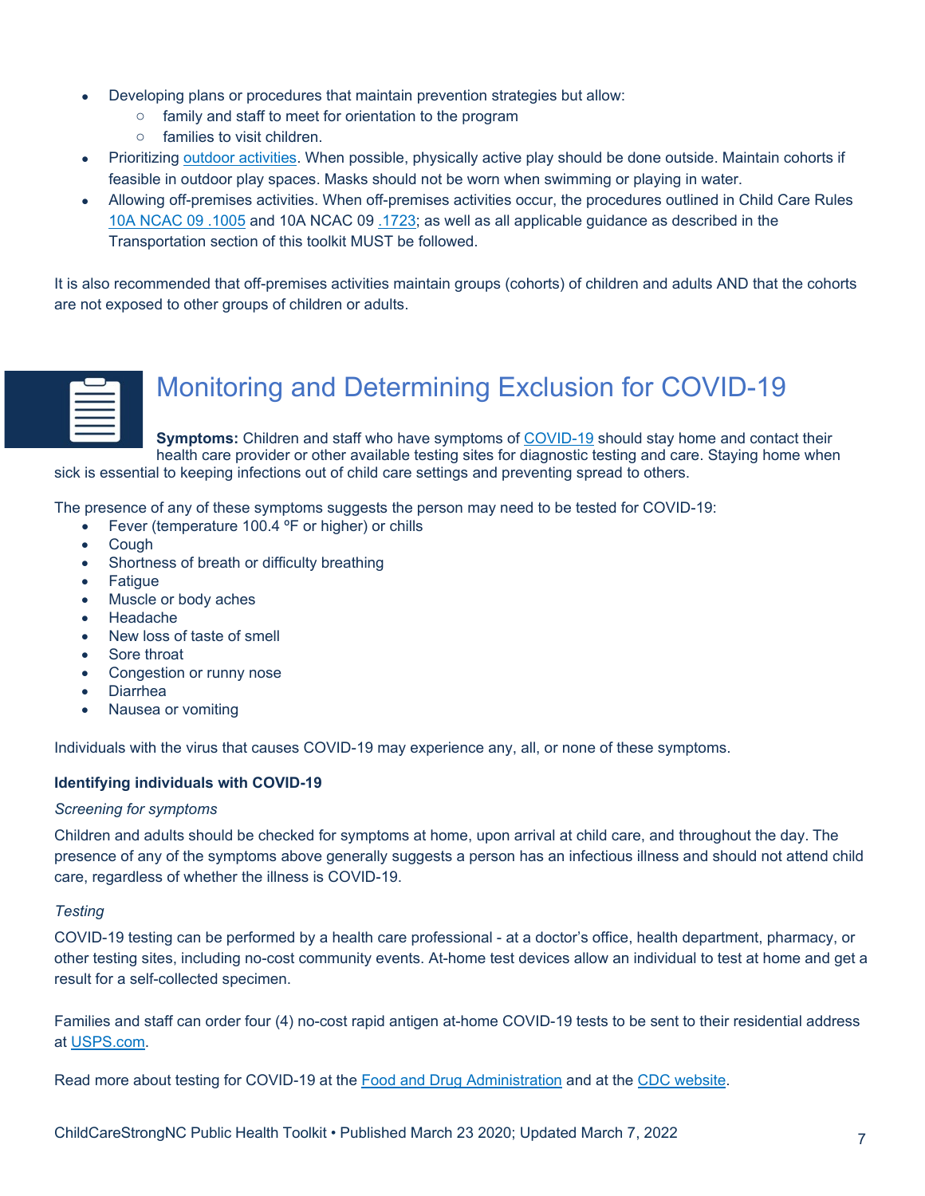- Developing plans or procedures that maintain prevention strategies but allow:
  - family and staff to meet for orientation to the program
  - families to visit children.
- Prioritizing outdoor activities. When possible, physically active play should be done outside. Maintain cohorts if feasible in outdoor play spaces. Masks should not be worn when swimming or playing in water.
- Allowing off-premises activities. When off-premises activities occur, the procedures outlined in Child Care Rules 10A NCAC 09 .1005 and 10A NCAC 09 .1723; as well as all applicable guidance as described in the Transportation section of this toolkit MUST be followed.

It is also recommended that off-premises activities maintain groups (cohorts) of children and adults AND that the cohorts are not exposed to other groups of children or adults.

## Monitoring and Determining Exclusion for COVID-19

**Symptoms:** Children and staff who have symptoms of COVID-19 should stay home and contact their health care provider or other available testing sites for diagnostic testing and care. Staying home when sick is essential to keeping infections out of child care settings and preventing spread to others.

The presence of any of these symptoms suggests the person may need to be tested for COVID-19:

- Fever (temperature 100.4 ºF or higher) or chills
- Cough
- Shortness of breath or difficulty breathing
- Fatigue
- Muscle or body aches
- Headache
- New loss of taste of smell
- Sore throat
- Congestion or runny nose
- Diarrhea
- Nausea or vomiting

Individuals with the virus that causes COVID-19 may experience any, all, or none of these symptoms.

**Identifying individuals with COVID-19**

*Screening for symptoms*

Children and adults should be checked for symptoms at home, upon arrival at child care, and throughout the day. The presence of any of the symptoms above generally suggests a person has an infectious illness and should not attend child care, regardless of whether the illness is COVID-19.

*Testing*

COVID-19 testing can be performed by a health care professional - at a doctor's office, health department, pharmacy, or other testing sites, including no-cost community events. At-home test devices allow an individual to test at home and get a result for a self-collected specimen.

Families and staff can order four (4) no-cost rapid antigen at-home COVID-19 tests to be sent to their residential address at USPS.com.

Read more about testing for COVID-19 at the Food and Drug Administration and at the CDC website.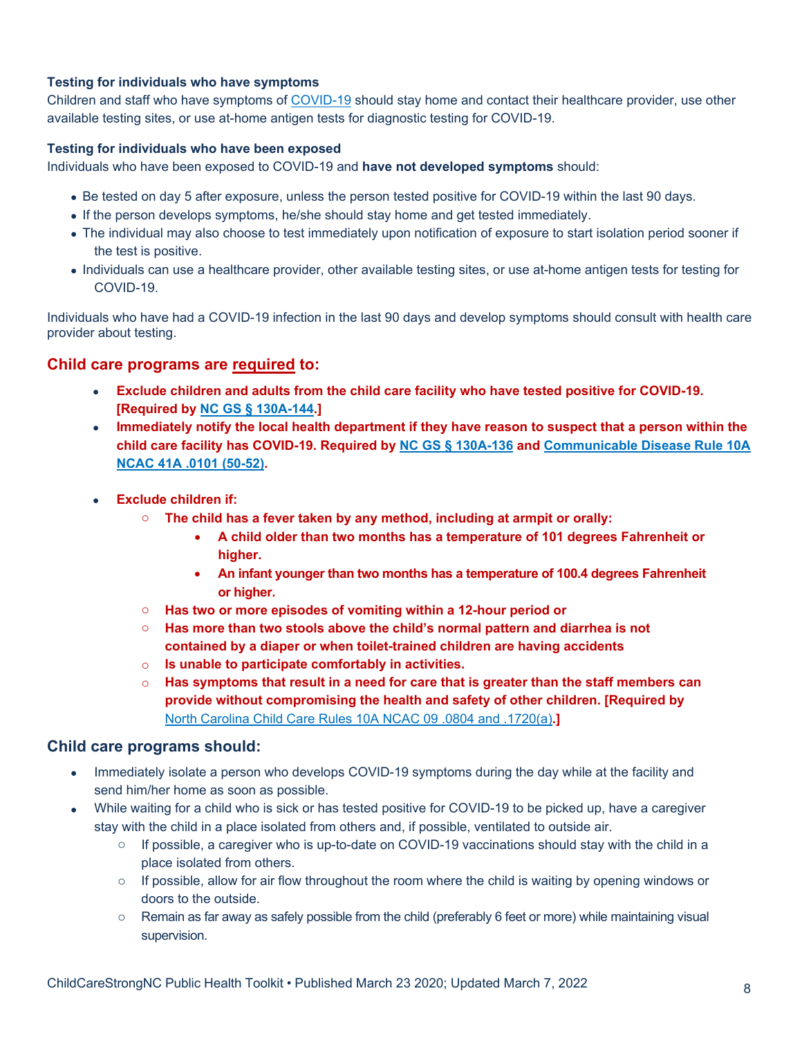**Testing for individuals who have symptoms**

Children and staff who have symptoms of COVID-19 should stay home and contact their healthcare provider, use other available testing sites, or use at-home antigen tests for diagnostic testing for COVID-19.

**Testing for individuals who have been exposed**

Individuals who have been exposed to COVID-19 and **have not developed symptoms** should:

- Be tested on day 5 after exposure, unless the person tested positive for COVID-19 within the last 90 days.
- If the person develops symptoms, he/she should stay home and get tested immediately.
- The individual may also choose to test immediately upon notification of exposure to start isolation period sooner if the test is positive.
- Individuals can use a healthcare provider, other available testing sites, or use at-home antigen tests for testing for COVID-19.

Individuals who have had a COVID-19 infection in the last 90 days and develop symptoms should consult with health care provider about testing.

## Child care programs are required to:

- **Exclude children and adults from the child care facility who have tested positive for COVID-19. [Required by NC GS § 130A-144.]**
- **Immediately notify the local health department if they have reason to suspect that a person within the child care facility has COVID-19. Required by NC GS § 130A-136 and Communicable Disease Rule 10A NCAC 41A .0101 (50-52).**
- **Exclude children if:**
  - **The child has a fever taken by any method, including at armpit or orally:**
    - **A child older than two months has a temperature of 101 degrees Fahrenheit or higher.**
    - **An infant younger than two months has a temperature of 100.4 degrees Fahrenheit or higher.**
  - **Has two or more episodes of vomiting within a 12-hour period or**
  - **Has more than two stools above the child's normal pattern and diarrhea is not contained by a diaper or when toilet-trained children are having accidents**
  - **Is unable to participate comfortably in activities.**
  - **Has symptoms that result in a need for care that is greater than the staff members can provide without compromising the health and safety of other children. [Required by** North Carolina Child Care Rules 10A NCAC 09 .0804 and .1720(a)**.]**

## Child care programs should:

- Immediately isolate a person who develops COVID-19 symptoms during the day while at the facility and send him/her home as soon as possible.
- While waiting for a child who is sick or has tested positive for COVID-19 to be picked up, have a caregiver stay with the child in a place isolated from others and, if possible, ventilated to outside air.
  - If possible, a caregiver who is up-to-date on COVID-19 vaccinations should stay with the child in a place isolated from others.
  - If possible, allow for air flow throughout the room where the child is waiting by opening windows or doors to the outside.
  - Remain as far away as safely possible from the child (preferably 6 feet or more) while maintaining visual supervision.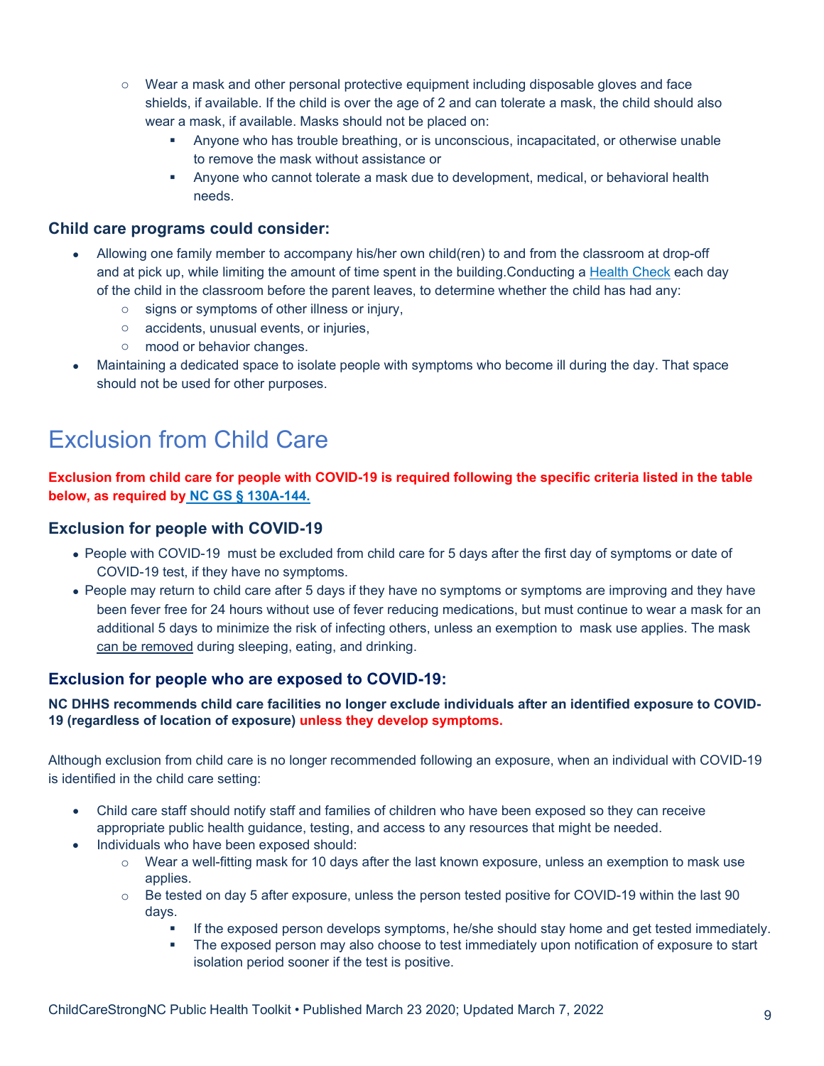- Wear a mask and other personal protective equipment including disposable gloves and face shields, if available. If the child is over the age of 2 and can tolerate a mask, the child should also wear a mask, if available. Masks should not be placed on:
  - Anyone who has trouble breathing, or is unconscious, incapacitated, or otherwise unable to remove the mask without assistance or
  - Anyone who cannot tolerate a mask due to development, medical, or behavioral health needs.

### Child care programs could consider:

- Allowing one family member to accompany his/her own child(ren) to and from the classroom at drop-off and at pick up, while limiting the amount of time spent in the building.Conducting a Health Check each day of the child in the classroom before the parent leaves, to determine whether the child has had any:
  - signs or symptoms of other illness or injury,
  - accidents, unusual events, or injuries,
  - mood or behavior changes.
- Maintaining a dedicated space to isolate people with symptoms who become ill during the day. That space should not be used for other purposes.

# Exclusion from Child Care

**Exclusion from child care for people with COVID-19 is required following the specific criteria listed in the table below, as required by NC GS § 130A-144.**

### Exclusion for people with COVID-19

- People with COVID-19 must be excluded from child care for 5 days after the first day of symptoms or date of COVID-19 test, if they have no symptoms.
- People may return to child care after 5 days if they have no symptoms or symptoms are improving and they have been fever free for 24 hours without use of fever reducing medications, but must continue to wear a mask for an additional 5 days to minimize the risk of infecting others, unless an exemption to mask use applies. The mask can be removed during sleeping, eating, and drinking.

### Exclusion for people who are exposed to COVID-19:

**NC DHHS recommends child care facilities no longer exclude individuals after an identified exposure to COVID-19 (regardless of location of exposure) unless they develop symptoms.**

Although exclusion from child care is no longer recommended following an exposure, when an individual with COVID-19 is identified in the child care setting:

- Child care staff should notify staff and families of children who have been exposed so they can receive appropriate public health guidance, testing, and access to any resources that might be needed.
- Individuals who have been exposed should:
  - Wear a well-fitting mask for 10 days after the last known exposure, unless an exemption to mask use applies.
  - Be tested on day 5 after exposure, unless the person tested positive for COVID-19 within the last 90 days.
    - If the exposed person develops symptoms, he/she should stay home and get tested immediately.
    - The exposed person may also choose to test immediately upon notification of exposure to start isolation period sooner if the test is positive.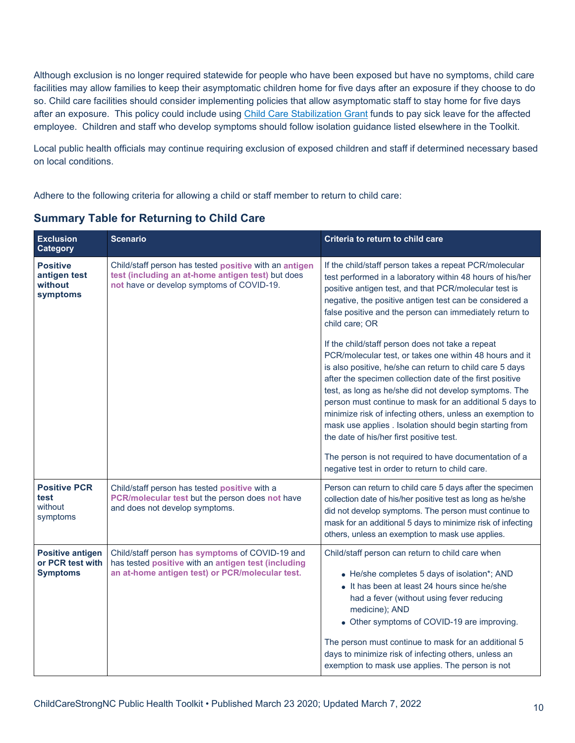Although exclusion is no longer required statewide for people who have been exposed but have no symptoms, child care facilities may allow families to keep their asymptomatic children home for five days after an exposure if they choose to do so. Child care facilities should consider implementing policies that allow asymptomatic staff to stay home for five days after an exposure. This policy could include using [Child Care Stabilization Grant](#) funds to pay sick leave for the affected employee. Children and staff who develop symptoms should follow isolation guidance listed elsewhere in the Toolkit.

Local public health officials may continue requiring exclusion of exposed children and staff if determined necessary based on local conditions.

Adhere to the following criteria for allowing a child or staff member to return to child care:

## Summary Table for Returning to Child Care

| Exclusion Category | Scenario | Criteria to return to child care |
|---|---|---|
| **Positive antigen test without symptoms** | Child/staff person has tested **positive** with an **antigen test (including an at-home antigen test)** but does **not** have or develop symptoms of COVID-19. | If the child/staff person takes a repeat PCR/molecular test performed in a laboratory within 48 hours of his/her positive antigen test, and that PCR/molecular test is negative, the positive antigen test can be considered a false positive and the person can immediately return to child care; OR<br><br>If the child/staff person does not take a repeat PCR/molecular test, or takes one within 48 hours and it is also positive, he/she can return to child care 5 days after the specimen collection date of the first positive test, as long as he/she did not develop symptoms. The person must continue to mask for an additional 5 days to minimize risk of infecting others, unless an exemption to mask use applies . Isolation should begin starting from the date of his/her first positive test.<br><br>The person is not required to have documentation of a negative test in order to return to child care. |
| **Positive PCR test** without symptoms | Child/staff person has tested **positive** with a **PCR/molecular test** but the person does **not** have and does not develop symptoms. | Person can return to child care 5 days after the specimen collection date of his/her positive test as long as he/she did not develop symptoms. The person must continue to mask for an additional 5 days to minimize risk of infecting others, unless an exemption to mask use applies. |
| **Positive antigen or PCR test with Symptoms** | Child/staff person **has symptoms** of COVID-19 and has tested **positive** with an **antigen test (including an at-home antigen test) or PCR/molecular test.** | Child/staff person can return to child care when<br><br>• He/she completes 5 days of isolation*; AND<br>• It has been at least 24 hours since he/she had a fever (without using fever reducing medicine); AND<br>• Other symptoms of COVID-19 are improving.<br><br>The person must continue to mask for an additional 5 days to minimize risk of infecting others, unless an exemption to mask use applies. The person is not |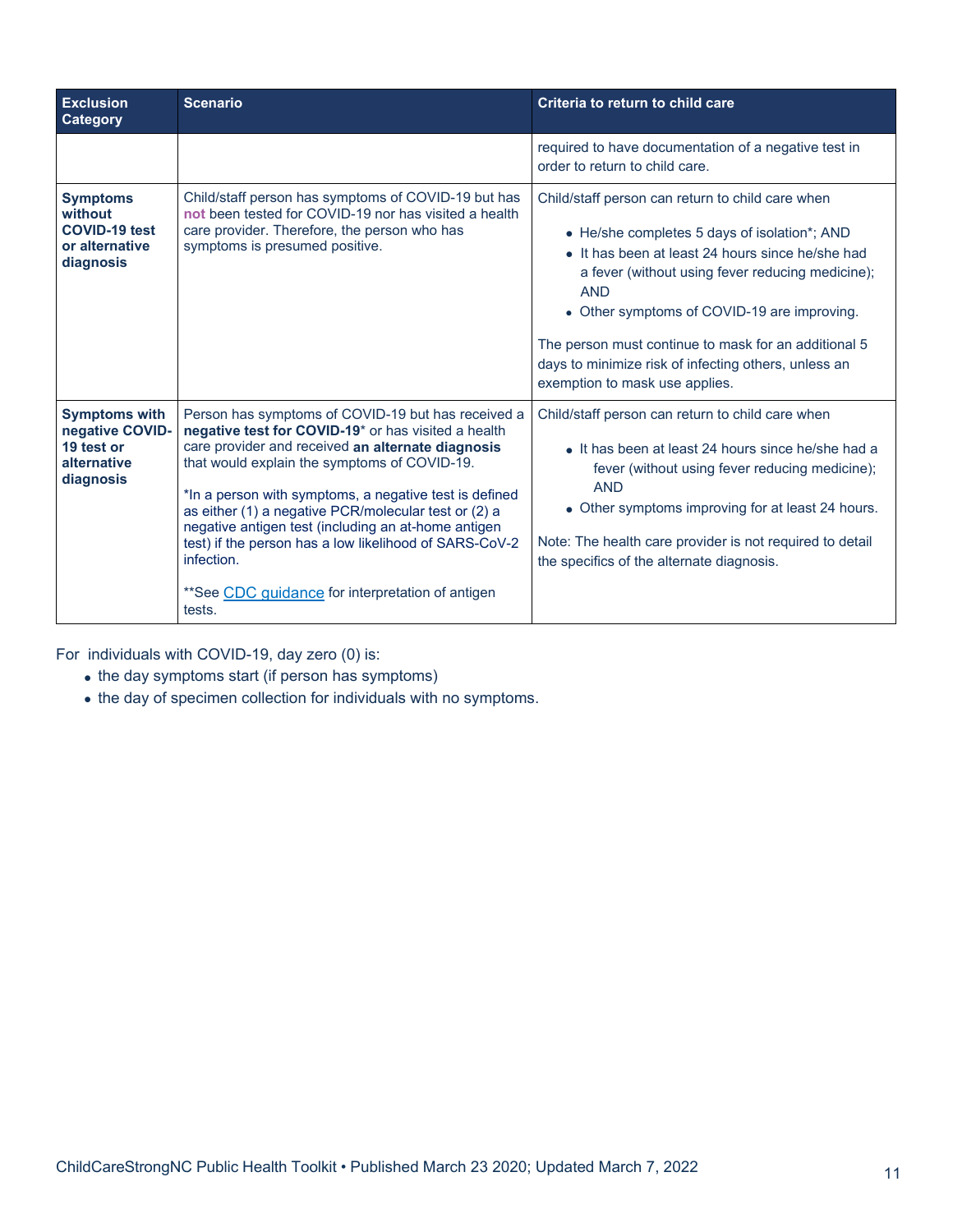| Exclusion Category | Scenario | Criteria to return to child care |
| --- | --- | --- |
| | | required to have documentation of a negative test in order to return to child care. |
| **Symptoms without COVID-19 test or alternative diagnosis** | Child/staff person has symptoms of COVID-19 but has **not** been tested for COVID-19 nor has visited a health care provider. Therefore, the person who has symptoms is presumed positive. | Child/staff person can return to child care when<br><br>• He/she completes 5 days of isolation*; AND<br>• It has been at least 24 hours since he/she had a fever (without using fever reducing medicine); AND<br>• Other symptoms of COVID-19 are improving.<br><br>The person must continue to mask for an additional 5 days to minimize risk of infecting others, unless an exemption to mask use applies. |
| **Symptoms with negative COVID-19 test or alternative diagnosis** | Person has symptoms of COVID-19 but has received a **negative test for COVID-19*** or has visited a health care provider and received **an alternate diagnosis** that would explain the symptoms of COVID-19.<br><br>*In a person with symptoms, a negative test is defined as either (1) a negative PCR/molecular test or (2) a negative antigen test (including an at-home antigen test) if the person has a low likelihood of SARS-CoV-2 infection.<br><br>**See CDC guidance for interpretation of antigen tests. | Child/staff person can return to child care when<br><br>• It has been at least 24 hours since he/she had a fever (without using fever reducing medicine); AND<br>• Other symptoms improving for at least 24 hours.<br><br>Note: The health care provider is not required to detail the specifics of the alternate diagnosis. |

For individuals with COVID-19, day zero (0) is:

- the day symptoms start (if person has symptoms)
- the day of specimen collection for individuals with no symptoms.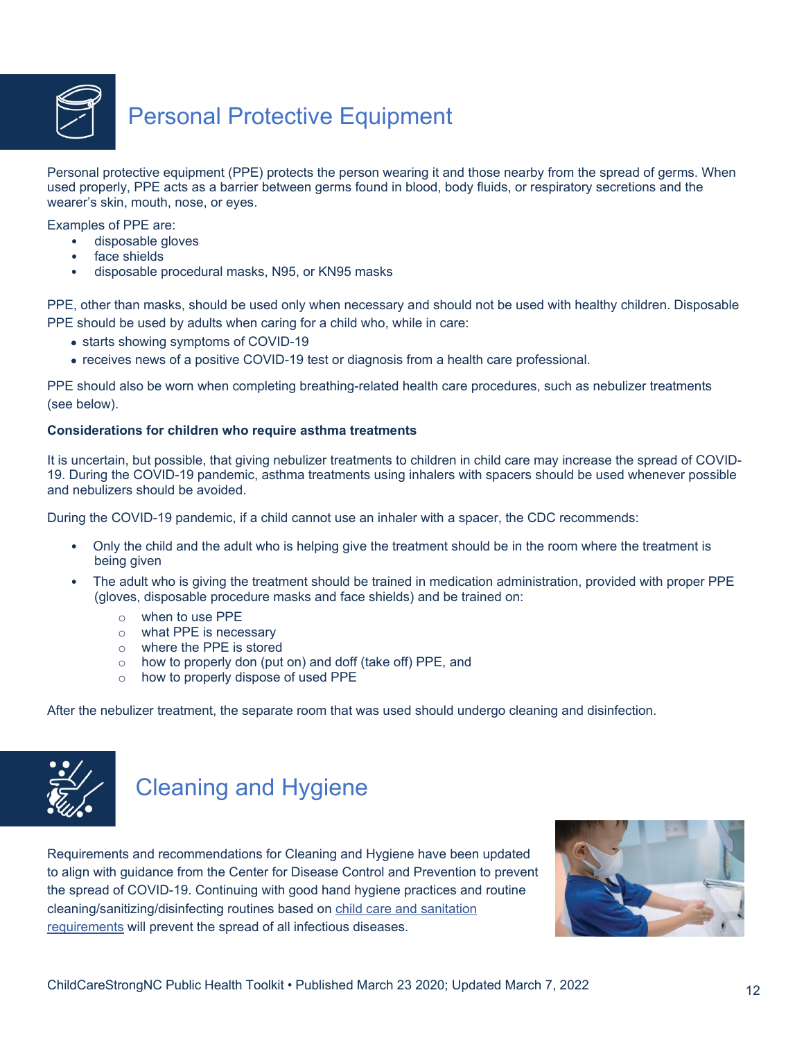## Personal Protective Equipment

Personal protective equipment (PPE) protects the person wearing it and those nearby from the spread of germs. When used properly, PPE acts as a barrier between germs found in blood, body fluids, or respiratory secretions and the wearer's skin, mouth, nose, or eyes.

Examples of PPE are:

- disposable gloves
- face shields
- disposable procedural masks, N95, or KN95 masks

PPE, other than masks, should be used only when necessary and should not be used with healthy children. Disposable PPE should be used by adults when caring for a child who, while in care:

- starts showing symptoms of COVID-19
- receives news of a positive COVID-19 test or diagnosis from a health care professional.

PPE should also be worn when completing breathing-related health care procedures, such as nebulizer treatments (see below).

**Considerations for children who require asthma treatments**

It is uncertain, but possible, that giving nebulizer treatments to children in child care may increase the spread of COVID-19. During the COVID-19 pandemic, asthma treatments using inhalers with spacers should be used whenever possible and nebulizers should be avoided.

During the COVID-19 pandemic, if a child cannot use an inhaler with a spacer, the CDC recommends:

- Only the child and the adult who is helping give the treatment should be in the room where the treatment is being given
- The adult who is giving the treatment should be trained in medication administration, provided with proper PPE (gloves, disposable procedure masks and face shields) and be trained on:
  - when to use PPE
  - what PPE is necessary
  - where the PPE is stored
  - how to properly don (put on) and doff (take off) PPE, and
  - how to properly dispose of used PPE

After the nebulizer treatment, the separate room that was used should undergo cleaning and disinfection.

## Cleaning and Hygiene

Requirements and recommendations for Cleaning and Hygiene have been updated to align with guidance from the Center for Disease Control and Prevention to prevent the spread of COVID-19. Continuing with good hand hygiene practices and routine cleaning/sanitizing/disinfecting routines based on child care and sanitation requirements will prevent the spread of all infectious diseases.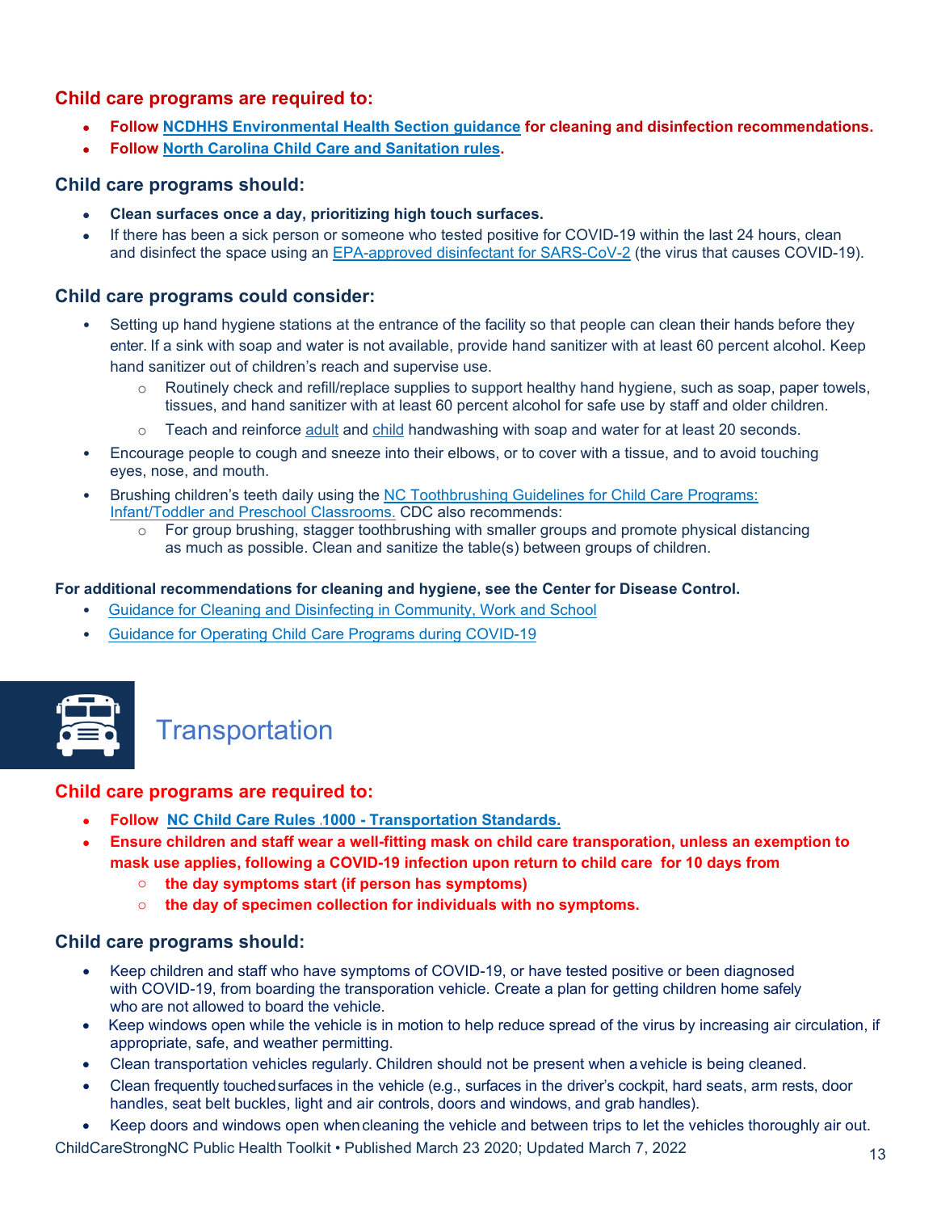### Child care programs are required to:

- **Follow NCDHHS Environmental Health Section guidance for cleaning and disinfection recommendations.**
- **Follow North Carolina Child Care and Sanitation rules.**

### Child care programs should:

- **Clean surfaces once a day, prioritizing high touch surfaces.**
- If there has been a sick person or someone who tested positive for COVID-19 within the last 24 hours, clean and disinfect the space using an EPA-approved disinfectant for SARS-CoV-2 (the virus that causes COVID-19).

### Child care programs could consider:

- Setting up hand hygiene stations at the entrance of the facility so that people can clean their hands before they enter. If a sink with soap and water is not available, provide hand sanitizer with at least 60 percent alcohol. Keep hand sanitizer out of children's reach and supervise use.
  - Routinely check and refill/replace supplies to support healthy hand hygiene, such as soap, paper towels, tissues, and hand sanitizer with at least 60 percent alcohol for safe use by staff and older children.
  - Teach and reinforce adult and child handwashing with soap and water for at least 20 seconds.
- Encourage people to cough and sneeze into their elbows, or to cover with a tissue, and to avoid touching eyes, nose, and mouth.
- Brushing children's teeth daily using the NC Toothbrushing Guidelines for Child Care Programs: Infant/Toddler and Preschool Classrooms. CDC also recommends:
  - For group brushing, stagger toothbrushing with smaller groups and promote physical distancing as much as possible. Clean and sanitize the table(s) between groups of children.

**For additional recommendations for cleaning and hygiene, see the Center for Disease Control.**

- Guidance for Cleaning and Disinfecting in Community, Work and School
- Guidance for Operating Child Care Programs during COVID-19

## Transportation

### Child care programs are required to:

- **Follow NC Child Care Rules .1000 - Transportation Standards.**
- **Ensure children and staff wear a well-fitting mask on child care transporation, unless an exemption to mask use applies, following a COVID-19 infection upon return to child care for 10 days from**
  - **the day symptoms start (if person has symptoms)**
  - **the day of specimen collection for individuals with no symptoms.**

### Child care programs should:

- Keep children and staff who have symptoms of COVID-19, or have tested positive or been diagnosed with COVID-19, from boarding the transporation vehicle. Create a plan for getting children home safely who are not allowed to board the vehicle.
- Keep windows open while the vehicle is in motion to help reduce spread of the virus by increasing air circulation, if appropriate, safe, and weather permitting.
- Clean transportation vehicles regularly. Children should not be present when a vehicle is being cleaned.
- Clean frequently touched surfaces in the vehicle (e.g., surfaces in the driver's cockpit, hard seats, arm rests, door handles, seat belt buckles, light and air controls, doors and windows, and grab handles).
- Keep doors and windows open when cleaning the vehicle and between trips to let the vehicles thoroughly air out.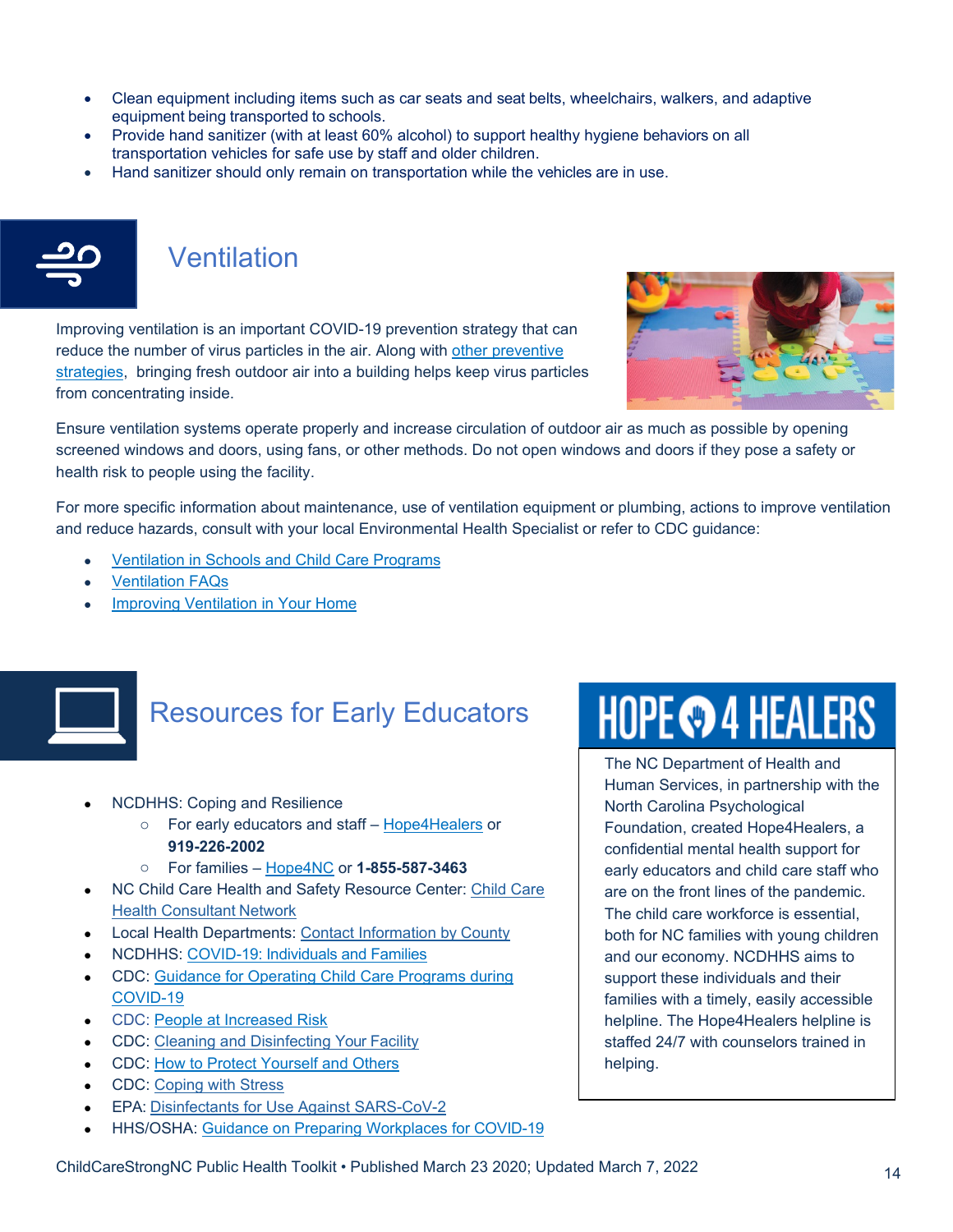- Clean equipment including items such as car seats and seat belts, wheelchairs, walkers, and adaptive equipment being transported to schools.
- Provide hand sanitizer (with at least 60% alcohol) to support healthy hygiene behaviors on all transportation vehicles for safe use by staff and older children.
- Hand sanitizer should only remain on transportation while the vehicles are in use.

## Ventilation

Improving ventilation is an important COVID-19 prevention strategy that can reduce the number of virus particles in the air. Along with other preventive strategies, bringing fresh outdoor air into a building helps keep virus particles from concentrating inside.

Ensure ventilation systems operate properly and increase circulation of outdoor air as much as possible by opening screened windows and doors, using fans, or other methods. Do not open windows and doors if they pose a safety or health risk to people using the facility.

For more specific information about maintenance, use of ventilation equipment or plumbing, actions to improve ventilation and reduce hazards, consult with your local Environmental Health Specialist or refer to CDC guidance:

- Ventilation in Schools and Child Care Programs
- Ventilation FAQs
- Improving Ventilation in Your Home

## Resources for Early Educators

- NCDHHS: Coping and Resilience
  - For early educators and staff – Hope4Healers or **919-226-2002**
  - For families – Hope4NC or **1-855-587-3463**
- NC Child Care Health and Safety Resource Center: Child Care Health Consultant Network
- Local Health Departments: Contact Information by County
- NCDHHS: COVID-19: Individuals and Families
- CDC: Guidance for Operating Child Care Programs during COVID-19
- CDC: People at Increased Risk
- CDC: Cleaning and Disinfecting Your Facility
- CDC: How to Protect Yourself and Others
- CDC: Coping with Stress
- EPA: Disinfectants for Use Against SARS-CoV-2
- HHS/OSHA: Guidance on Preparing Workplaces for COVID-19

### HOPE 4 HEALERS

The NC Department of Health and Human Services, in partnership with the North Carolina Psychological Foundation, created Hope4Healers, a confidential mental health support for early educators and child care staff who are on the front lines of the pandemic. The child care workforce is essential, both for NC families with young children and our economy. NCDHHS aims to support these individuals and their families with a timely, easily accessible helpline. The Hope4Healers helpline is staffed 24/7 with counselors trained in helping.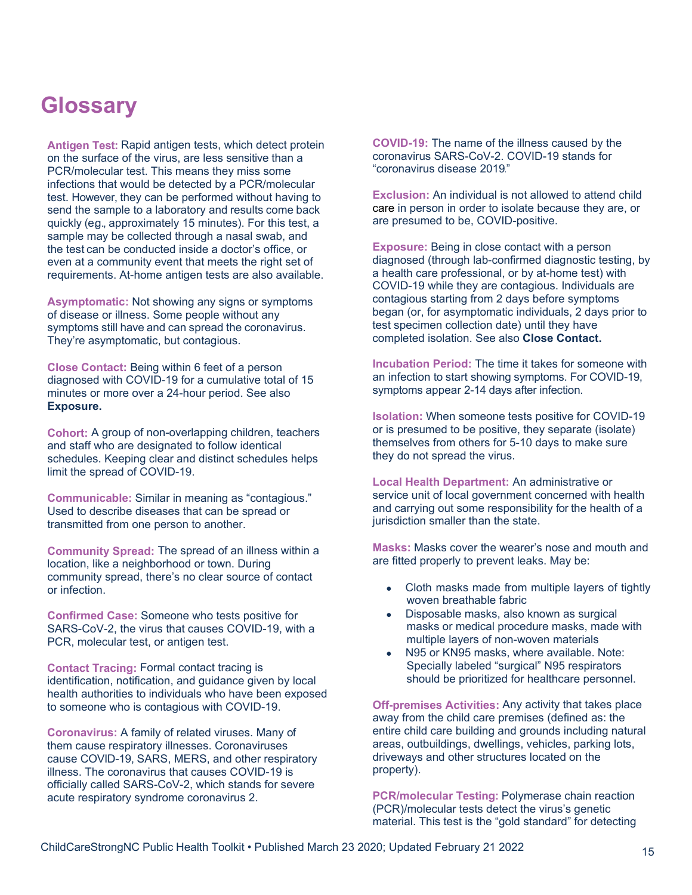# Glossary

**Antigen Test:** Rapid antigen tests, which detect protein on the surface of the virus, are less sensitive than a PCR/molecular test. This means they miss some infections that would be detected by a PCR/molecular test. However, they can be performed without having to send the sample to a laboratory and results come back quickly (eg., approximately 15 minutes). For this test, a sample may be collected through a nasal swab, and the test can be conducted inside a doctor's office, or even at a community event that meets the right set of requirements. At-home antigen tests are also available.

**Asymptomatic:** Not showing any signs or symptoms of disease or illness. Some people without any symptoms still have and can spread the coronavirus. They're asymptomatic, but contagious.

**Close Contact:** Being within 6 feet of a person diagnosed with COVID-19 for a cumulative total of 15 minutes or more over a 24-hour period. See also **Exposure.**

**Cohort:** A group of non-overlapping children, teachers and staff who are designated to follow identical schedules. Keeping clear and distinct schedules helps limit the spread of COVID-19.

**Communicable:** Similar in meaning as "contagious." Used to describe diseases that can be spread or transmitted from one person to another.

**Community Spread:** The spread of an illness within a location, like a neighborhood or town. During community spread, there's no clear source of contact or infection.

**Confirmed Case:** Someone who tests positive for SARS-CoV-2, the virus that causes COVID-19, with a PCR, molecular test, or antigen test.

**Contact Tracing:** Formal contact tracing is identification, notification, and guidance given by local health authorities to individuals who have been exposed to someone who is contagious with COVID-19.

**Coronavirus:** A family of related viruses. Many of them cause respiratory illnesses. Coronaviruses cause COVID-19, SARS, MERS, and other respiratory illness. The coronavirus that causes COVID-19 is officially called SARS-CoV-2, which stands for severe acute respiratory syndrome coronavirus 2.

**COVID-19:** The name of the illness caused by the coronavirus SARS-CoV-2. COVID-19 stands for "coronavirus disease 2019."

**Exclusion:** An individual is not allowed to attend child care in person in order to isolate because they are, or are presumed to be, COVID-positive.

**Exposure:** Being in close contact with a person diagnosed (through lab-confirmed diagnostic testing, by a health care professional, or by at-home test) with COVID-19 while they are contagious. Individuals are contagious starting from 2 days before symptoms began (or, for asymptomatic individuals, 2 days prior to test specimen collection date) until they have completed isolation. See also **Close Contact.**

**Incubation Period:** The time it takes for someone with an infection to start showing symptoms. For COVID-19, symptoms appear 2-14 days after infection.

**Isolation:** When someone tests positive for COVID-19 or is presumed to be positive, they separate (isolate) themselves from others for 5-10 days to make sure they do not spread the virus.

**Local Health Department:** An administrative or service unit of local government concerned with health and carrying out some responsibility for the health of a jurisdiction smaller than the state.

**Masks:** Masks cover the wearer's nose and mouth and are fitted properly to prevent leaks. May be:

- Cloth masks made from multiple layers of tightly woven breathable fabric
- Disposable masks, also known as surgical masks or medical procedure masks, made with multiple layers of non-woven materials
- N95 or KN95 masks, where available. Note: Specially labeled "surgical" N95 respirators should be prioritized for healthcare personnel.

**Off-premises Activities:** Any activity that takes place away from the child care premises (defined as: the entire child care building and grounds including natural areas, outbuildings, dwellings, vehicles, parking lots, driveways and other structures located on the property).

**PCR/molecular Testing:** Polymerase chain reaction (PCR)/molecular tests detect the virus's genetic material. This test is the "gold standard" for detecting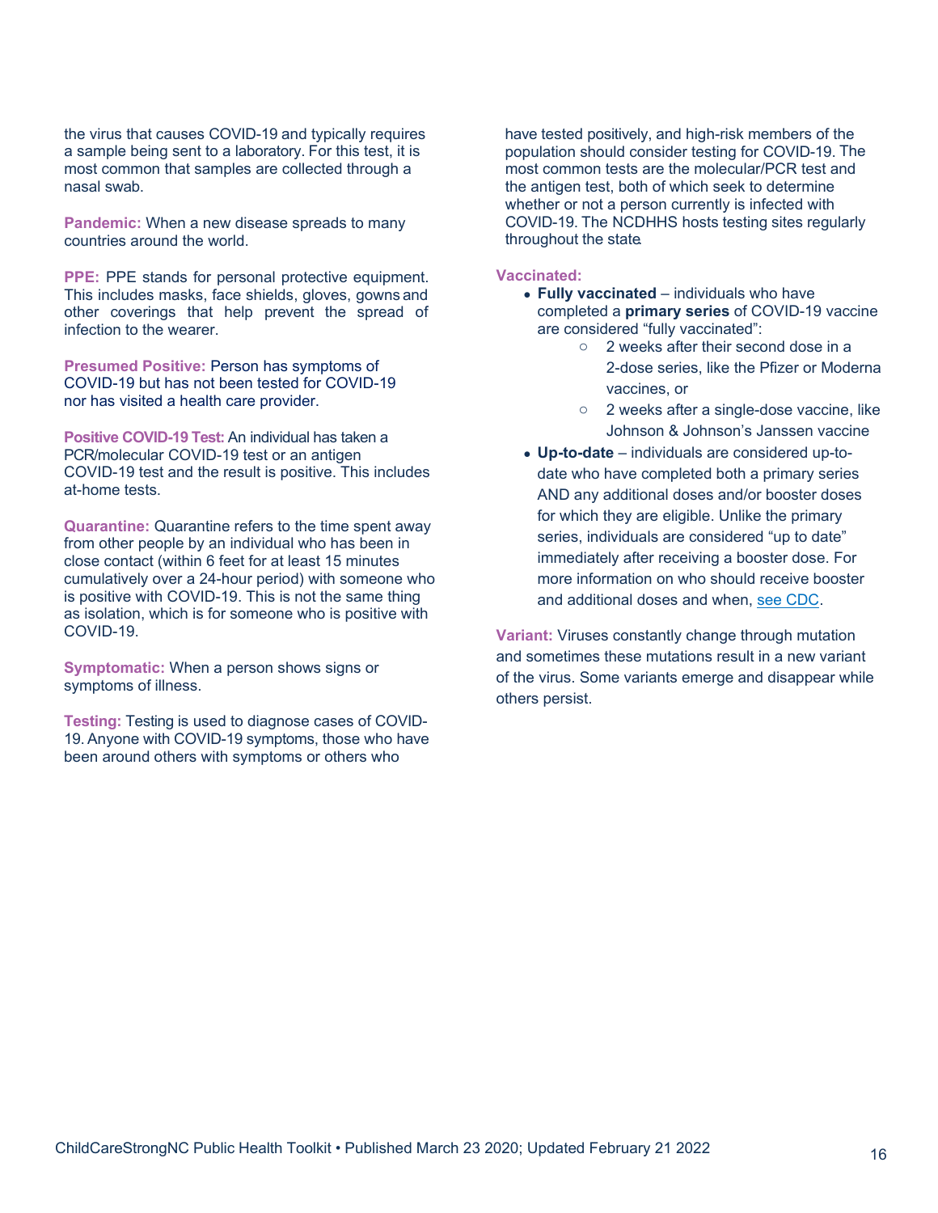the virus that causes COVID-19 and typically requires a sample being sent to a laboratory. For this test, it is most common that samples are collected through a nasal swab.

**Pandemic:** When a new disease spreads to many countries around the world.

**PPE:** PPE stands for personal protective equipment. This includes masks, face shields, gloves, gowns and other coverings that help prevent the spread of infection to the wearer.

**Presumed Positive:** Person has symptoms of COVID-19 but has not been tested for COVID-19 nor has visited a health care provider.

**Positive COVID-19 Test:** An individual has taken a PCR/molecular COVID-19 test or an antigen COVID-19 test and the result is positive. This includes at-home tests.

**Quarantine:** Quarantine refers to the time spent away from other people by an individual who has been in close contact (within 6 feet for at least 15 minutes cumulatively over a 24-hour period) with someone who is positive with COVID-19. This is not the same thing as isolation, which is for someone who is positive with COVID-19.

**Symptomatic:** When a person shows signs or symptoms of illness.

**Testing:** Testing is used to diagnose cases of COVID-19. Anyone with COVID-19 symptoms, those who have been around others with symptoms or others who have tested positively, and high-risk members of the population should consider testing for COVID-19. The most common tests are the molecular/PCR test and the antigen test, both of which seek to determine whether or not a person currently is infected with COVID-19. The NCDHHS hosts testing sites regularly throughout the state.

**Vaccinated:**

- **Fully vaccinated** – individuals who have completed a **primary series** of COVID-19 vaccine are considered "fully vaccinated":
  - 2 weeks after their second dose in a 2-dose series, like the Pfizer or Moderna vaccines, or
  - 2 weeks after a single-dose vaccine, like Johnson & Johnson's Janssen vaccine
- **Up-to-date** – individuals are considered up-to-date who have completed both a primary series AND any additional doses and/or booster doses for which they are eligible. Unlike the primary series, individuals are considered "up to date" immediately after receiving a booster dose. For more information on who should receive booster and additional doses and when, see CDC.

**Variant:** Viruses constantly change through mutation and sometimes these mutations result in a new variant of the virus. Some variants emerge and disappear while others persist.